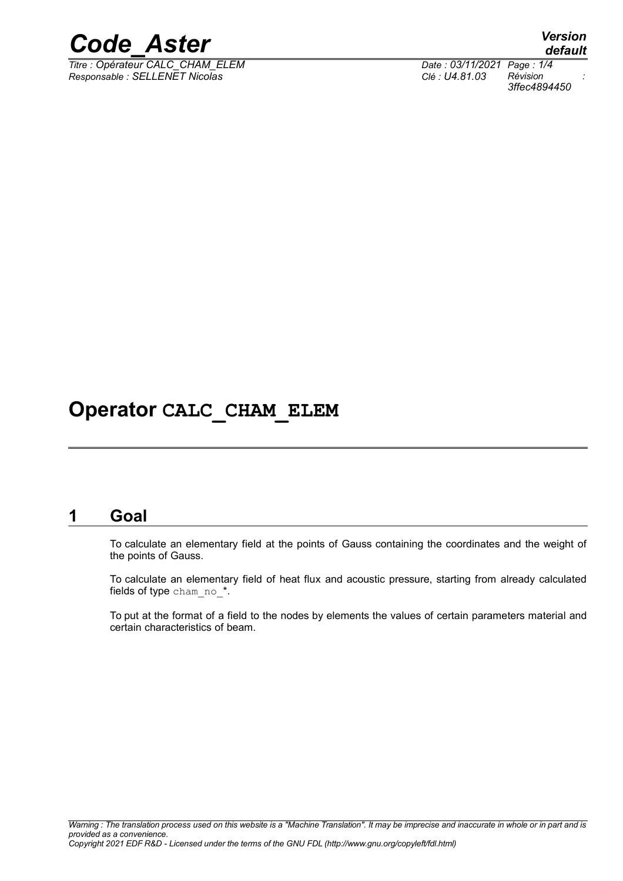# Operator CALC_CHAM_ELEM

## 1 Goal

To calculate an elementary field at the points of Gauss containing the coordinates and the weight of the points of Gauss.

To calculate an elementary field of heat flux and acoustic pressure, starting from already calculated fields of type cham_no_*.

To put at the format of a field to the nodes by elements the values of certain parameters material and certain characteristics of beam.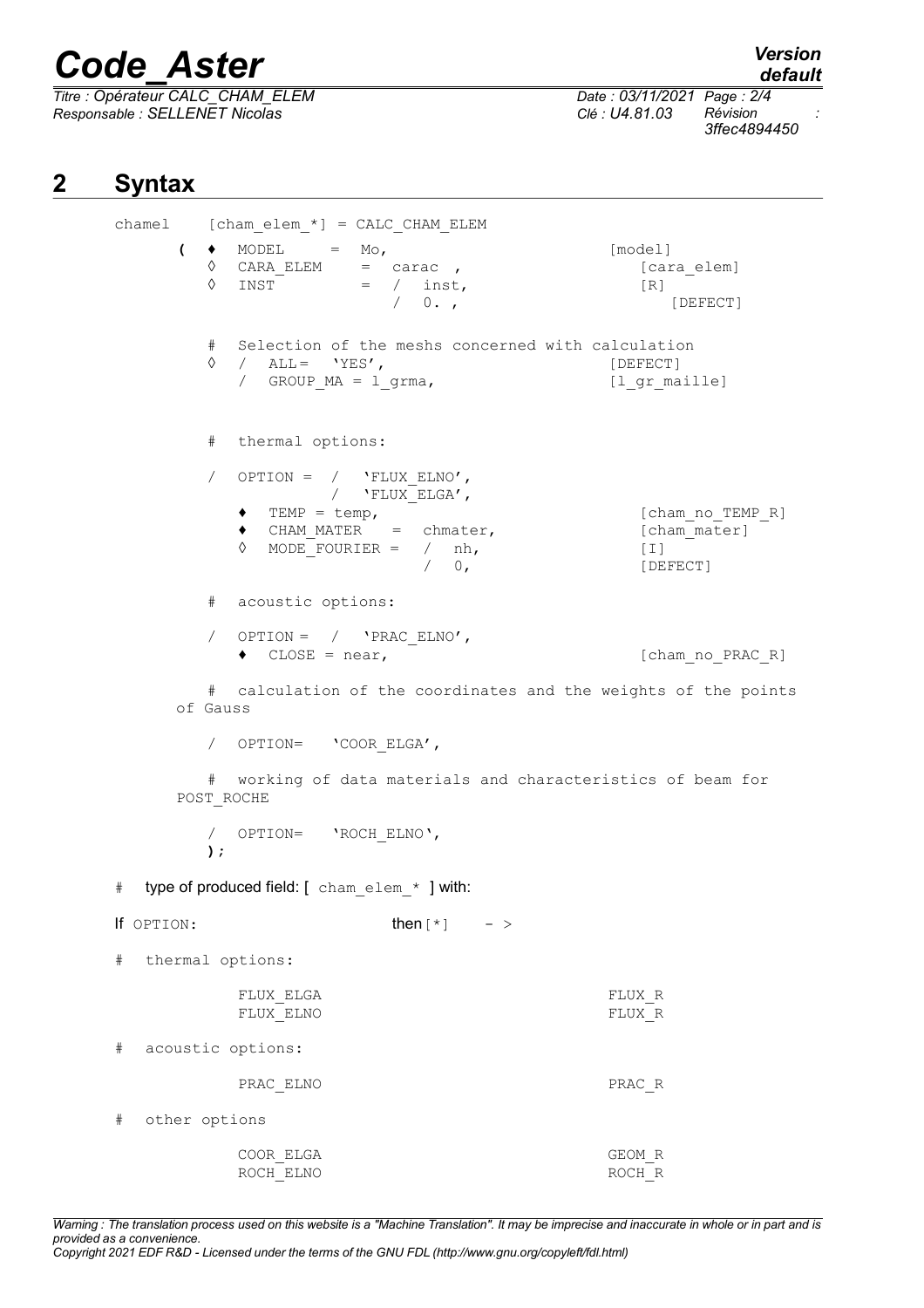## 2 Syntax

```
chamel    [cham_elem_*] = CALC_CHAM_ELEM
       (  ♦  MODEL      =  Mo,                          [model]
          ◊  CARA_ELEM    =  carac ,                        [cara_elem]
          ◊  INST         =  /  inst,                   [R]
                             /  0. ,                        [DEFECT]

          #  Selection of the meshs concerned with calculation
          ◊  /  ALL=  'YES',                            [DEFECT]
             /  GROUP_MA = l_grma,                      [l_gr_maille]


          #  thermal options:

          /  OPTION =  /  'FLUX_ELNO',
                       /  'FLUX_ELGA',
             ♦  TEMP = temp,                               [cham_no_TEMP_R]
             ♦  CHAM_MATER   =  chmater,                   [cham_mater]
             ◊  MODE_FOURIER =  /  nh,                     [I]
                                /  0,                      [DEFECT]

          #  acoustic options:

          /  OPTION =  /  'PRAC_ELNO',
             ♦  CLOSE = near,                              [cham_no_PRAC_R]

          #  calculation of the coordinates and the weights of the points
       of Gauss

          /  OPTION=   'COOR_ELGA',

          #  working of data materials and characteristics of beam for
       POST_ROCHE

          /  OPTION=   'ROCH_ELNO',
          );
```

# type of produced field: [ cham_elem_* ] with:

If OPTION: then [*] - >

# thermal options:

```
          FLUX_ELGA                                        FLUX_R
          FLUX_ELNO                                        FLUX_R
```

# acoustic options:

```
          PRAC_ELNO                                        PRAC_R
```

# other options

```
          COOR_ELGA                                        GEOM_R
          ROCH_ELNO                                        ROCH_R
```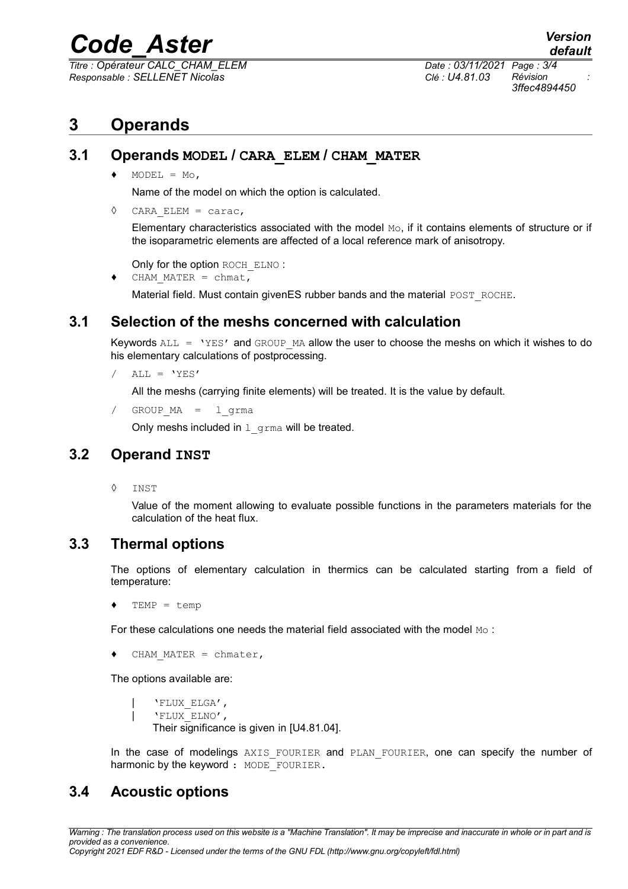# 3 Operands

## 3.1 Operands MODEL / CARA_ELEM / CHAM_MATER

♦ MODEL = Mo,

Name of the model on which the option is calculated.

◊ CARA_ELEM = carac,

Elementary characteristics associated with the model Mo, if it contains elements of structure or if the isoparametric elements are affected of a local reference mark of anisotropy.

Only for the option ROCH_ELNO :

♦ CHAM_MATER = chmat,

Material field. Must contain givenES rubber bands and the material POST_ROCHE.

## 3.1 Selection of the meshs concerned with calculation

Keywords ALL = 'YES' and GROUP_MA allow the user to choose the meshs on which it wishes to do his elementary calculations of postprocessing.

/ ALL = 'YES'

All the meshs (carrying finite elements) will be treated. It is the value by default.

/ GROUP_MA = l_grma

Only meshs included in l_grma will be treated.

## 3.2 Operand INST

◊ INST

Value of the moment allowing to evaluate possible functions in the parameters materials for the calculation of the heat flux.

## 3.3 Thermal options

The options of elementary calculation in thermics can be calculated starting from a field of temperature:

♦ TEMP = temp

For these calculations one needs the material field associated with the model Mo :

♦ CHAM_MATER = chmater,

The options available are:

| 'FLUX_ELGA',
| 'FLUX_ELNO',
Their significance is given in [U4.81.04].

In the case of modelings AXIS_FOURIER and PLAN_FOURIER, one can specify the number of harmonic by the keyword : MODE_FOURIER.

## 3.4 Acoustic options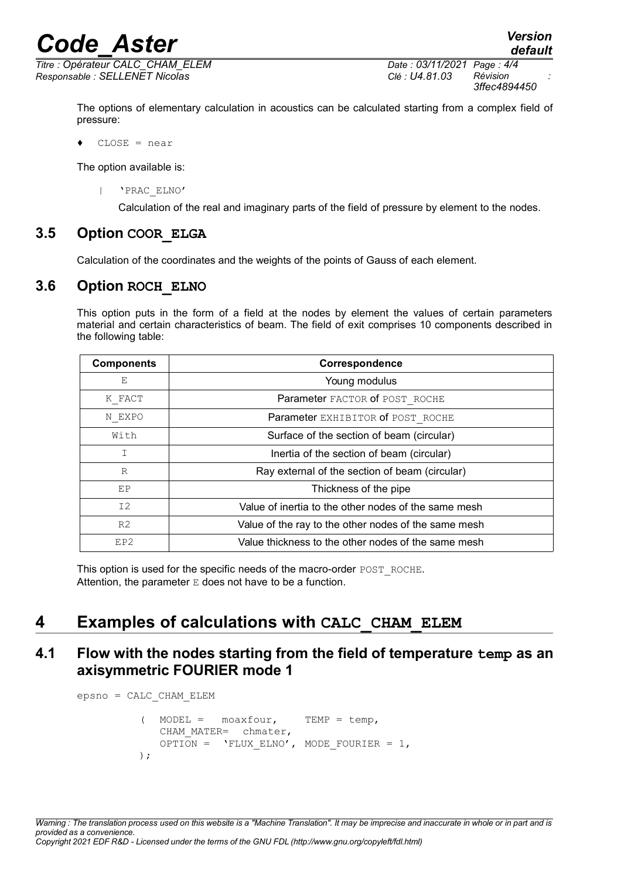The options of elementary calculation in acoustics can be calculated starting from a complex field of pressure:

♦ CLOSE = near

The option available is:

| 'PRAC_ELNO'

Calculation of the real and imaginary parts of the field of pressure by element to the nodes.

## 3.5 Option COOR_ELGA

Calculation of the coordinates and the weights of the points of Gauss of each element.

## 3.6 Option ROCH_ELNO

This option puts in the form of a field at the nodes by element the values of certain parameters material and certain characteristics of beam. The field of exit comprises 10 components described in the following table:

| Components | Correspondence |
|---|---|
| E | Young modulus |
| K_FACT | Parameter FACTOR of POST_ROCHE |
| N_EXPO | Parameter EXHIBITOR of POST_ROCHE |
| With | Surface of the section of beam (circular) |
| I | Inertia of the section of beam (circular) |
| R | Ray external of the section of beam (circular) |
| EP | Thickness of the pipe |
| I2 | Value of inertia to the other nodes of the same mesh |
| R2 | Value of the ray to the other nodes of the same mesh |
| EP2 | Value thickness to the other nodes of the same mesh |

This option is used for the specific needs of the macro-order POST_ROCHE.
Attention, the parameter E does not have to be a function.

# 4 Examples of calculations with CALC_CHAM_ELEM

## 4.1 Flow with the nodes starting from the field of temperature temp as an axisymmetric FOURIER mode 1

```
epsno = CALC_CHAM_ELEM

        (  MODEL =   moaxfour,     TEMP = temp,
           CHAM_MATER=  chmater,
           OPTION =  'FLUX_ELNO', MODE_FOURIER = 1,
        );
```